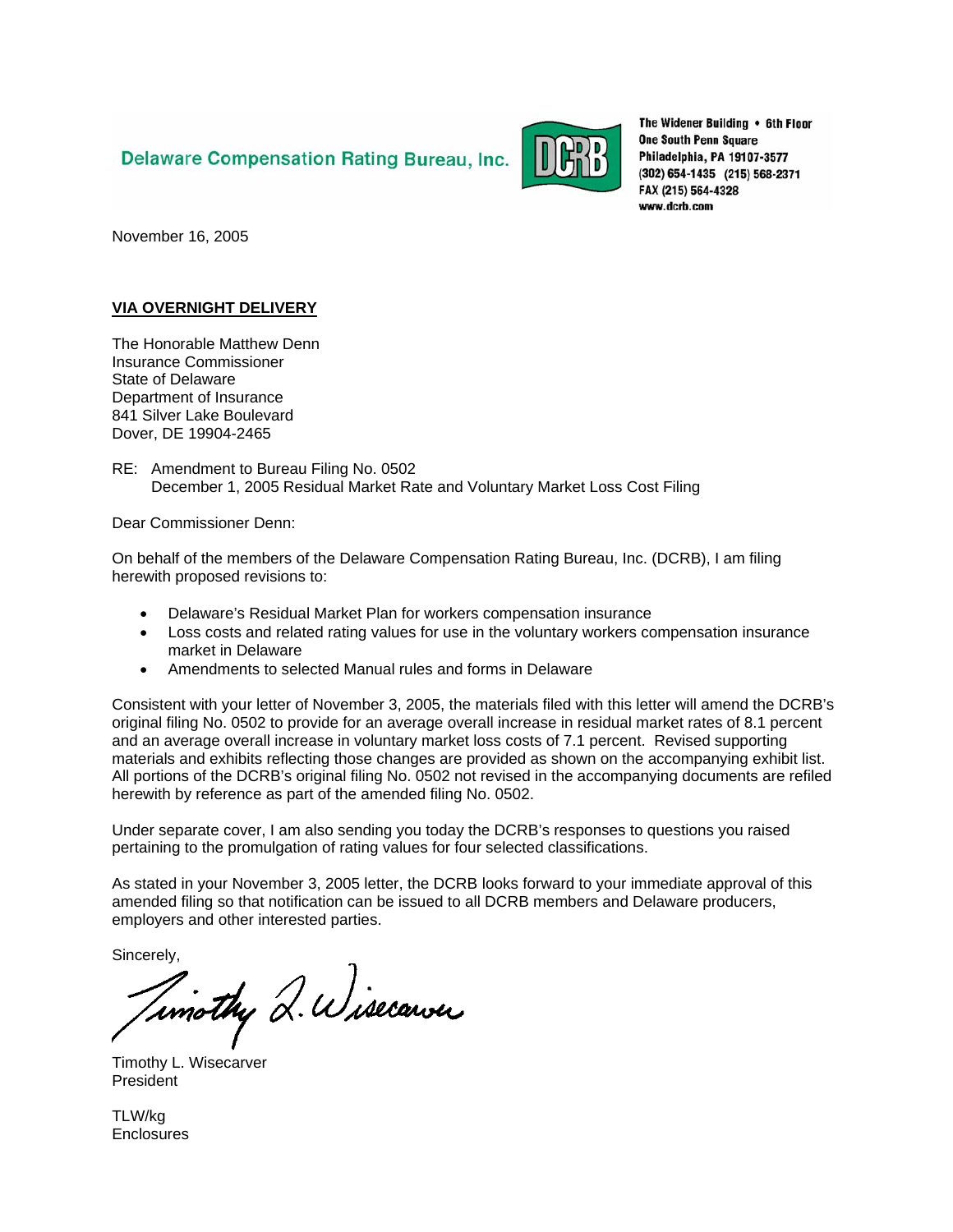Delaware Compensation Rating Bureau, Inc.

DCRB

The Widener Building • 6th Floor
One South Penn Square
Philadelphia, PA 19107-3577
(302) 654-1435 (215) 568-2371
FAX (215) 564-4328
www.dcrb.com

November 16, 2005

**VIA OVERNIGHT DELIVERY**

The Honorable Matthew Denn
Insurance Commissioner
State of Delaware
Department of Insurance
841 Silver Lake Boulevard
Dover, DE 19904-2465

RE: Amendment to Bureau Filing No. 0502
December 1, 2005 Residual Market Rate and Voluntary Market Loss Cost Filing

Dear Commissioner Denn:

On behalf of the members of the Delaware Compensation Rating Bureau, Inc. (DCRB), I am filing herewith proposed revisions to:

- Delaware's Residual Market Plan for workers compensation insurance
- Loss costs and related rating values for use in the voluntary workers compensation insurance market in Delaware
- Amendments to selected Manual rules and forms in Delaware

Consistent with your letter of November 3, 2005, the materials filed with this letter will amend the DCRB's original filing No. 0502 to provide for an average overall increase in residual market rates of 8.1 percent and an average overall increase in voluntary market loss costs of 7.1 percent. Revised supporting materials and exhibits reflecting those changes are provided as shown on the accompanying exhibit list. All portions of the DCRB's original filing No. 0502 not revised in the accompanying documents are refiled herewith by reference as part of the amended filing No. 0502.

Under separate cover, I am also sending you today the DCRB's responses to questions you raised pertaining to the promulgation of rating values for four selected classifications.

As stated in your November 3, 2005 letter, the DCRB looks forward to your immediate approval of this amended filing so that notification can be issued to all DCRB members and Delaware producers, employers and other interested parties.

Sincerely,

Timothy L. Wisecarver

Timothy L. Wisecarver
President

TLW/kg
Enclosures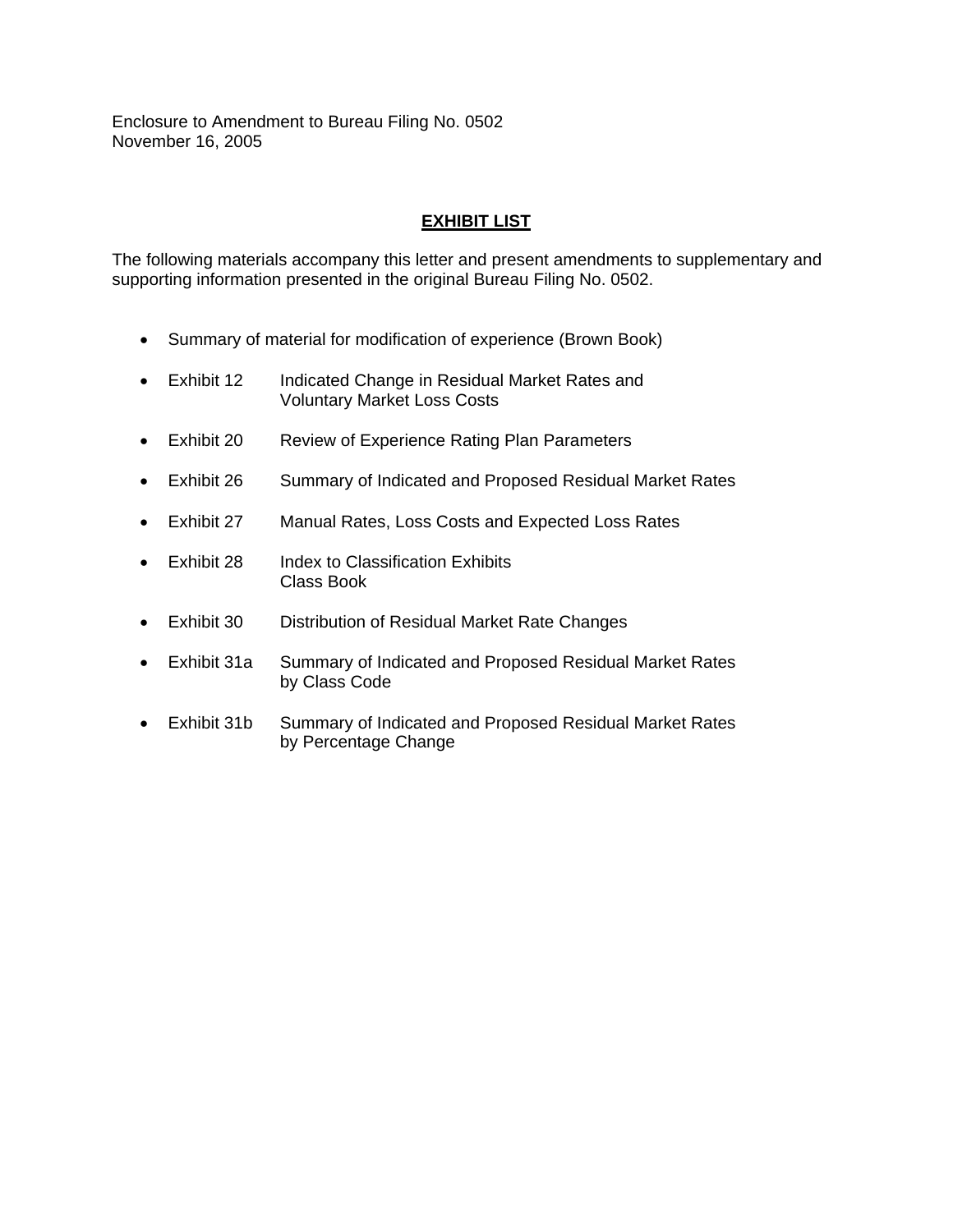Enclosure to Amendment to Bureau Filing No. 0502
November 16, 2005

## **EXHIBIT LIST**

The following materials accompany this letter and present amendments to supplementary and supporting information presented in the original Bureau Filing No. 0502.

- Summary of material for modification of experience (Brown Book)
- Exhibit 12 Indicated Change in Residual Market Rates and Voluntary Market Loss Costs
- Exhibit 20 Review of Experience Rating Plan Parameters
- Exhibit 26 Summary of Indicated and Proposed Residual Market Rates
- Exhibit 27 Manual Rates, Loss Costs and Expected Loss Rates
- Exhibit 28 Index to Classification Exhibits Class Book
- Exhibit 30 Distribution of Residual Market Rate Changes
- Exhibit 31a Summary of Indicated and Proposed Residual Market Rates by Class Code
- Exhibit 31b Summary of Indicated and Proposed Residual Market Rates by Percentage Change